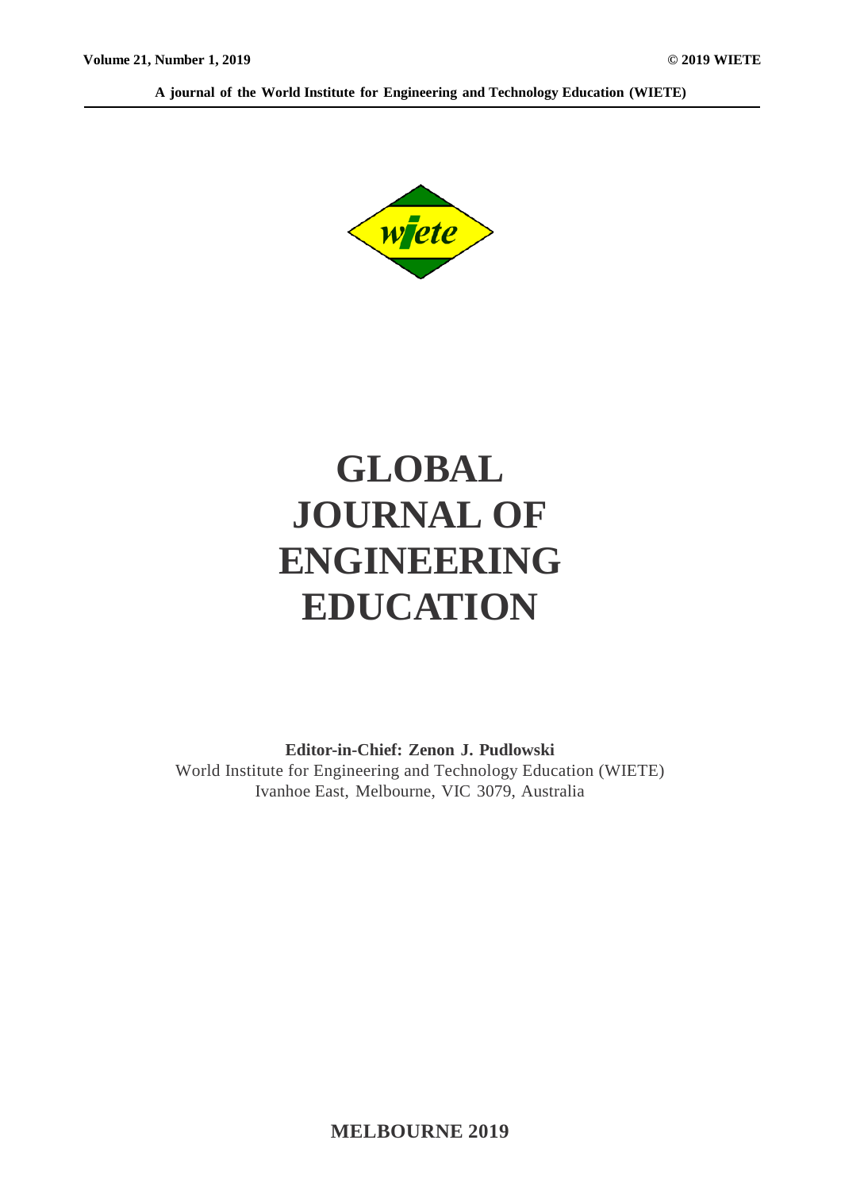Volume 21, Number 1, 2019 © 2019 WIETE

A journal of the World Institute for Engineering and Technology Education (WIETE)

# GLOBAL JOURNAL OF ENGINEERING EDUCATION

**Editor-in-Chief: Zenon J. Pudlowski**

World Institute for Engineering and Technology Education (WIETE)
Ivanhoe East, Melbourne, VIC 3079, Australia

**MELBOURNE 2019**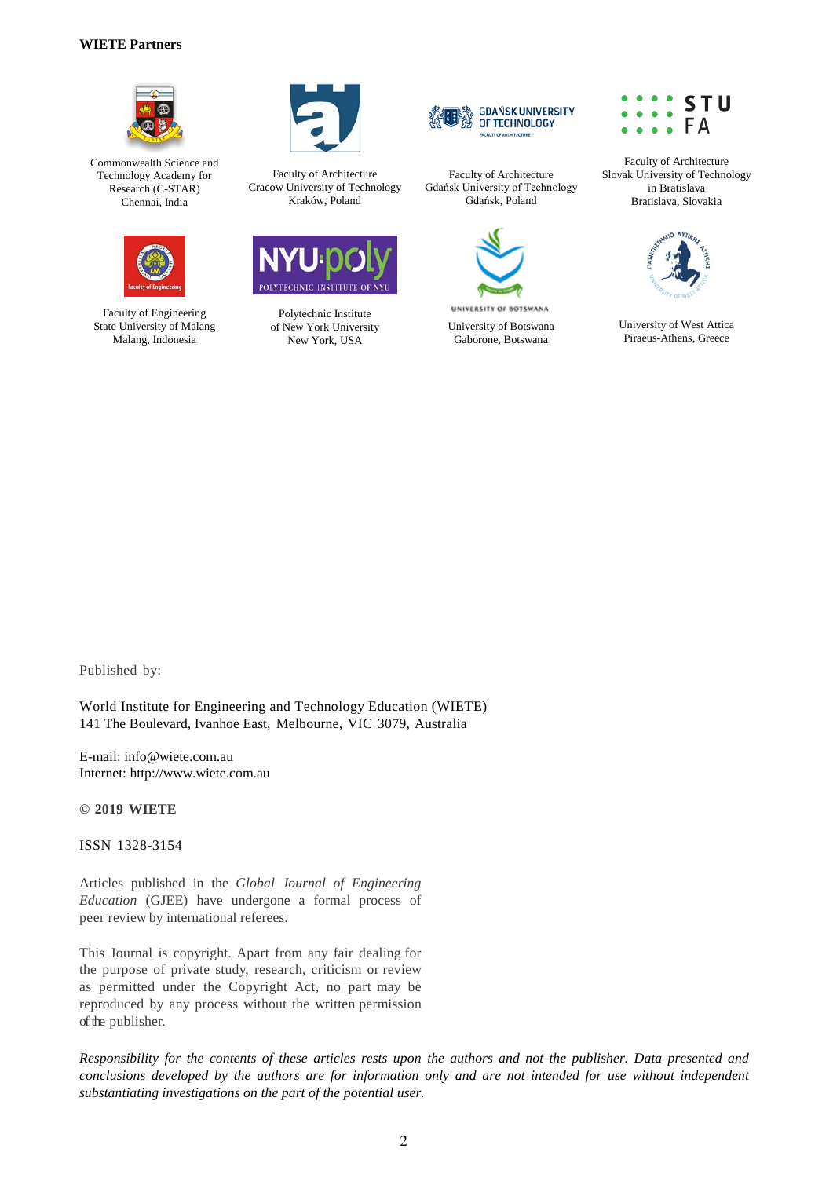**WIETE Partners**

Commonwealth Science and Technology Academy for Research (C-STAR)
Chennai, India

Faculty of Architecture
Cracow University of Technology
Kraków, Poland

Faculty of Architecture
Gdańsk University of Technology
Gdańsk, Poland

Faculty of Architecture
Slovak University of Technology in Bratislava
Bratislava, Slovakia

Faculty of Engineering
State University of Malang
Malang, Indonesia

Polytechnic Institute of New York University
New York, USA

University of Botswana
Gaborone, Botswana

University of West Attica
Piraeus-Athens, Greece

Published by:

World Institute for Engineering and Technology Education (WIETE)
141 The Boulevard, Ivanhoe East, Melbourne, VIC 3079, Australia

E-mail: info@wiete.com.au
Internet: http://www.wiete.com.au

**© 2019 WIETE**

ISSN 1328-3154

Articles published in the *Global Journal of Engineering Education* (GJEE) have undergone a formal process of peer review by international referees.

This Journal is copyright. Apart from any fair dealing for the purpose of private study, research, criticism or review as permitted under the Copyright Act, no part may be reproduced by any process without the written permission of the publisher.

*Responsibility for the contents of these articles rests upon the authors and not the publisher. Data presented and conclusions developed by the authors are for information only and are not intended for use without independent substantiating investigations on the part of the potential user.*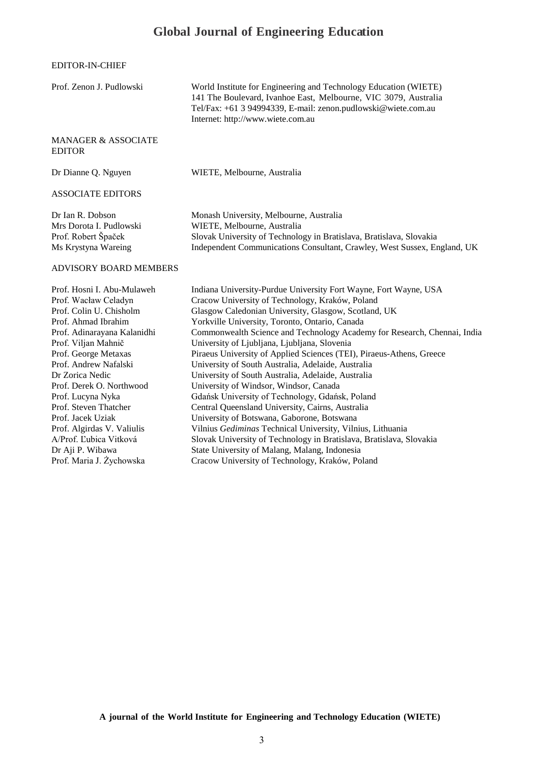# Global Journal of Engineering Education

## EDITOR-IN-CHIEF

| | |
|---|---|
| Prof. Zenon J. Pudlowski | World Institute for Engineering and Technology Education (WIETE)<br>141 The Boulevard, Ivanhoe East, Melbourne, VIC 3079, Australia<br>Tel/Fax: +61 3 94994339, E-mail: zenon.pudlowski@wiete.com.au<br>Internet: http://www.wiete.com.au |

## MANAGER & ASSOCIATE EDITOR

| | |
|---|---|
| Dr Dianne Q. Nguyen | WIETE, Melbourne, Australia |

## ASSOCIATE EDITORS

| | |
|---|---|
| Dr Ian R. Dobson | Monash University, Melbourne, Australia |
| Mrs Dorota I. Pudlowski | WIETE, Melbourne, Australia |
| Prof. Robert Špaček | Slovak University of Technology in Bratislava, Bratislava, Slovakia |
| Ms Krystyna Wareing | Independent Communications Consultant, Crawley, West Sussex, England, UK |

## ADVISORY BOARD MEMBERS

| | |
|---|---|
| Prof. Hosni I. Abu-Mulaweh | Indiana University-Purdue University Fort Wayne, Fort Wayne, USA |
| Prof. Wacław Celadyn | Cracow University of Technology, Kraków, Poland |
| Prof. Colin U. Chisholm | Glasgow Caledonian University, Glasgow, Scotland, UK |
| Prof. Ahmad Ibrahim | Yorkville University, Toronto, Ontario, Canada |
| Prof. Adinarayana Kalanidhi | Commonwealth Science and Technology Academy for Research, Chennai, India |
| Prof. Viljan Mahnič | University of Ljubljana, Ljubljana, Slovenia |
| Prof. George Metaxas | Piraeus University of Applied Sciences (TEI), Piraeus-Athens, Greece |
| Prof. Andrew Nafalski | University of South Australia, Adelaide, Australia |
| Dr Zorica Nedic | University of South Australia, Adelaide, Australia |
| Prof. Derek O. Northwood | University of Windsor, Windsor, Canada |
| Prof. Lucyna Nyka | Gdańsk University of Technology, Gdańsk, Poland |
| Prof. Steven Thatcher | Central Queensland University, Cairns, Australia |
| Prof. Jacek Uziak | University of Botswana, Gaborone, Botswana |
| Prof. Algirdas V. Valiulis | Vilnius *Gediminas* Technical University, Vilnius, Lithuania |
| A/Prof. Ľubica Vitková | Slovak University of Technology in Bratislava, Bratislava, Slovakia |
| Dr Aji P. Wibawa | State University of Malang, Malang, Indonesia |
| Prof. Maria J. Żychowska | Cracow University of Technology, Kraków, Poland |

**A journal of the World Institute for Engineering and Technology Education (WIETE)**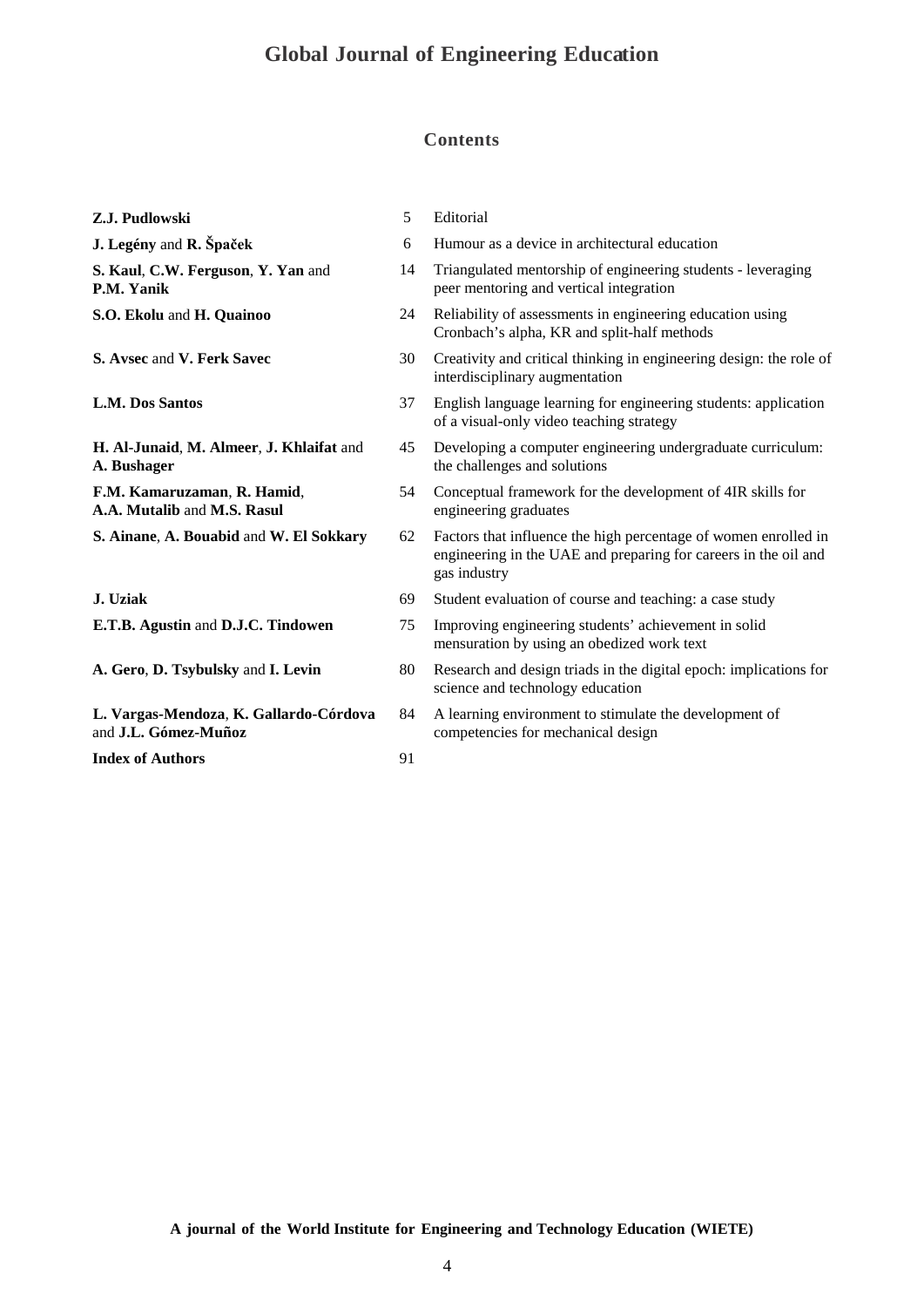# Global Journal of Engineering Education

## Contents

| | | |
|---|---|---|
| **Z.J. Pudlowski** | 5 | Editorial |
| **J. Legény** and **R. Špaček** | 6 | Humour as a device in architectural education |
| **S. Kaul**, **C.W. Ferguson**, **Y. Yan** and **P.M. Yanik** | 14 | Triangulated mentorship of engineering students - leveraging peer mentoring and vertical integration |
| **S.O. Ekolu** and **H. Quainoo** | 24 | Reliability of assessments in engineering education using Cronbach's alpha, KR and split-half methods |
| **S. Avsec** and **V. Ferk Savec** | 30 | Creativity and critical thinking in engineering design: the role of interdisciplinary augmentation |
| **L.M. Dos Santos** | 37 | English language learning for engineering students: application of a visual-only video teaching strategy |
| **H. Al-Junaid**, **M. Almeer**, **J. Khlaifat** and **A. Bushager** | 45 | Developing a computer engineering undergraduate curriculum: the challenges and solutions |
| **F.M. Kamaruzaman**, **R. Hamid**, **A.A. Mutalib** and **M.S. Rasul** | 54 | Conceptual framework for the development of 4IR skills for engineering graduates |
| **S. Ainane**, **A. Bouabid** and **W. El Sokkary** | 62 | Factors that influence the high percentage of women enrolled in engineering in the UAE and preparing for careers in the oil and gas industry |
| **J. Uziak** | 69 | Student evaluation of course and teaching: a case study |
| **E.T.B. Agustin** and **D.J.C. Tindowen** | 75 | Improving engineering students' achievement in solid mensuration by using an obedized work text |
| **A. Gero**, **D. Tsybulsky** and **I. Levin** | 80 | Research and design triads in the digital epoch: implications for science and technology education |
| **L. Vargas-Mendoza**, **K. Gallardo-Córdova** and **J.L. Gómez-Muñoz** | 84 | A learning environment to stimulate the development of competencies for mechanical design |
| **Index of Authors** | 91 | |

**A journal of the World Institute for Engineering and Technology Education (WIETE)**